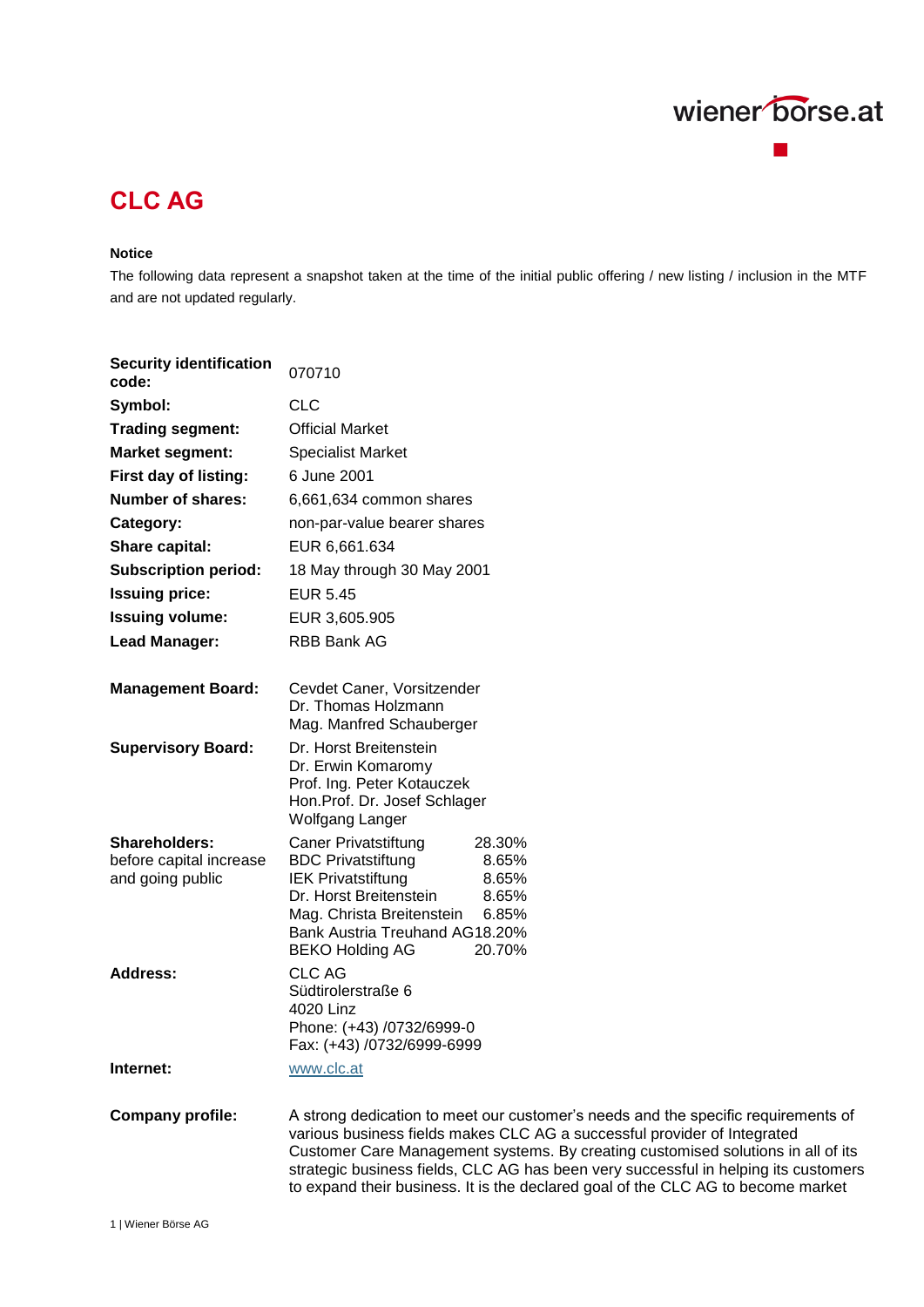# CLC AG

**Notice**

The following data represent a snapshot taken at the time of the initial public offering / new listing / inclusion in the MTF and are not updated regularly.

| | |
|---|---|
| **Security identification code:** | 070710 |
| **Symbol:** | CLC |
| **Trading segment:** | Official Market |
| **Market segment:** | Specialist Market |
| **First day of listing:** | 6 June 2001 |
| **Number of shares:** | 6,661,634 common shares |
| **Category:** | non-par-value bearer shares |
| **Share capital:** | EUR 6,661.634 |
| **Subscription period:** | 18 May through 30 May 2001 |
| **Issuing price:** | EUR 5.45 |
| **Issuing volume:** | EUR 3,605.905 |
| **Lead Manager:** | RBB Bank AG |

| | |
|---|---|
| **Management Board:** | Cevdet Caner, Vorsitzender<br>Dr. Thomas Holzmann<br>Mag. Manfred Schauberger |
| **Supervisory Board:** | Dr. Horst Breitenstein<br>Dr. Erwin Komaromy<br>Prof. Ing. Peter Kotauczek<br>Hon.Prof. Dr. Josef Schlager<br>Wolfgang Langer |

**Shareholders:** before capital increase and going public

| Shareholder | Share |
|---|---|
| Caner Privatstiftung | 28.30% |
| BDC Privatstiftung | 8.65% |
| IEK Privatstiftung | 8.65% |
| Dr. Horst Breitenstein | 8.65% |
| Mag. Christa Breitenstein | 6.85% |
| Bank Austria Treuhand AG | 18.20% |
| BEKO Holding AG | 20.70% |

**Address:**
CLC AG
Südtirolerstraße 6
4020 Linz
Phone: (+43) /0732/6999-0
Fax: (+43) /0732/6999-6999

**Internet:** www.clc.at

**Company profile:**
A strong dedication to meet our customer's needs and the specific requirements of various business fields makes CLC AG a successful provider of Integrated Customer Care Management systems. By creating customised solutions in all of its strategic business fields, CLC AG has been very successful in helping its customers to expand their business. It is the declared goal of the CLC AG to become market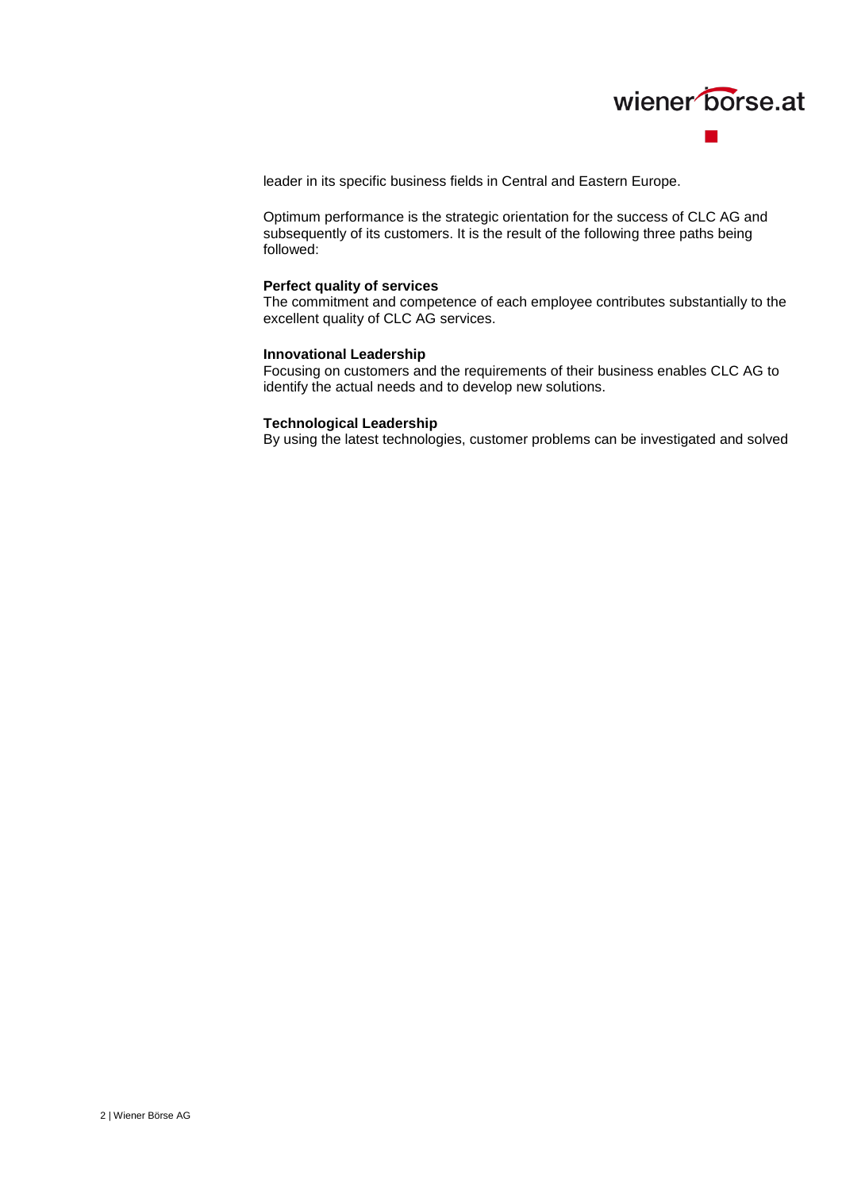leader in its specific business fields in Central and Eastern Europe.

Optimum performance is the strategic orientation for the success of CLC AG and subsequently of its customers. It is the result of the following three paths being followed:

**Perfect quality of services**
The commitment and competence of each employee contributes substantially to the excellent quality of CLC AG services.

**Innovational Leadership**
Focusing on customers and the requirements of their business enables CLC AG to identify the actual needs and to develop new solutions.

**Technological Leadership**
By using the latest technologies, customer problems can be investigated and solved